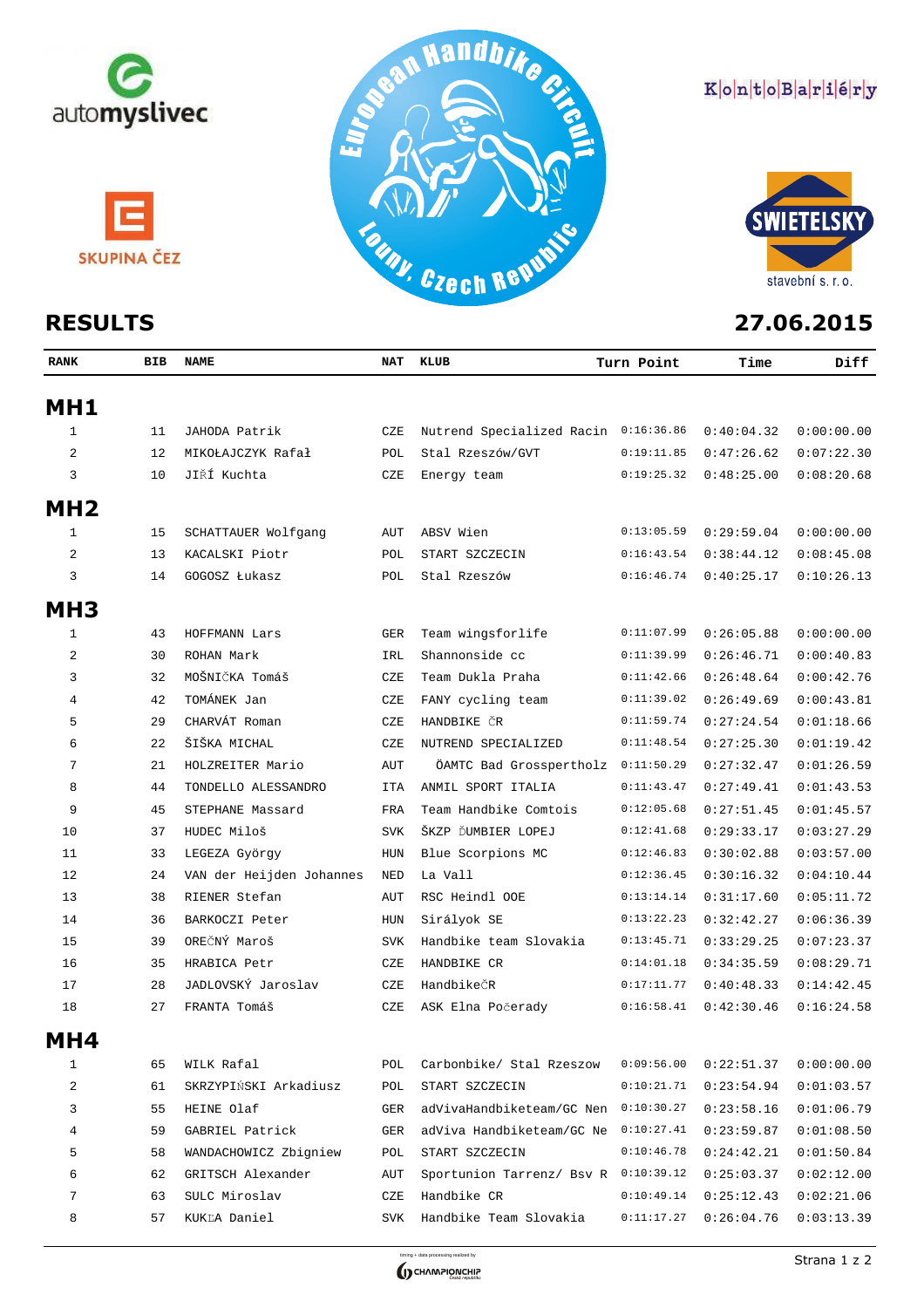automyslivec

SKUPINA ČEZ

European Handbike Circuit
Louny, Czech Republic

KontoBariéry

SWIETELSKY stavební s. r. o.

# RESULTS

**27.06.2015**

| RANK | BIB | NAME | NAT | KLUB | Turn Point | Time | Diff |
|---|---|---|---|---|---|---|---|
| **MH1** | | | | | | | |
| 1 | 11 | JAHODA Patrik | CZE | Nutrend Specialized Racin | 0:16:36.86 | 0:40:04.32 | 0:00:00.00 |
| 2 | 12 | MIKOŁAJCZYK Rafał | POL | Stal Rzeszów/GVT | 0:19:11.85 | 0:47:26.62 | 0:07:22.30 |
| 3 | 10 | JIŘÍ Kuchta | CZE | Energy team | 0:19:25.32 | 0:48:25.00 | 0:08:20.68 |
| **MH2** | | | | | | | |
| 1 | 15 | SCHATTAUER Wolfgang | AUT | ABSV Wien | 0:13:05.59 | 0:29:59.04 | 0:00:00.00 |
| 2 | 13 | KACALSKI Piotr | POL | START SZCZECIN | 0:16:43.54 | 0:38:44.12 | 0:08:45.08 |
| 3 | 14 | GOGOSZ Łukasz | POL | Stal Rzeszów | 0:16:46.74 | 0:40:25.17 | 0:10:26.13 |
| **MH3** | | | | | | | |
| 1 | 43 | HOFFMANN Lars | GER | Team wingsforlife | 0:11:07.99 | 0:26:05.88 | 0:00:00.00 |
| 2 | 30 | ROHAN Mark | IRL | Shannonside cc | 0:11:39.99 | 0:26:46.71 | 0:00:40.83 |
| 3 | 32 | MOŠNIČKA Tomáš | CZE | Team Dukla Praha | 0:11:42.66 | 0:26:48.64 | 0:00:42.76 |
| 4 | 42 | TOMÁNEK Jan | CZE | FANY cycling team | 0:11:39.02 | 0:26:49.69 | 0:00:43.81 |
| 5 | 29 | CHARVÁT Roman | CZE | HANDBIKE ČR | 0:11:59.74 | 0:27:24.54 | 0:01:18.66 |
| 6 | 22 | ŠIŠKA MICHAL | CZE | NUTREND SPECIALIZED | 0:11:48.54 | 0:27:25.30 | 0:01:19.42 |
| 7 | 21 | HOLZREITER Mario | AUT | ÖAMTC Bad Grosspertholz | 0:11:50.29 | 0:27:32.47 | 0:01:26.59 |
| 8 | 44 | TONDELLO ALESSANDRO | ITA | ANMIL SPORT ITALIA | 0:11:43.47 | 0:27:49.41 | 0:01:43.53 |
| 9 | 45 | STEPHANE Massard | FRA | Team Handbike Comtois | 0:12:05.68 | 0:27:51.45 | 0:01:45.57 |
| 10 | 37 | HUDEC Miloš | SVK | ŠKZP ĎUMBIER LOPEJ | 0:12:41.68 | 0:29:33.17 | 0:03:27.29 |
| 11 | 33 | LEGEZA György | HUN | Blue Scorpions MC | 0:12:46.83 | 0:30:02.88 | 0:03:57.00 |
| 12 | 24 | VAN der Heijden Johannes | NED | La Vall | 0:12:36.45 | 0:30:16.32 | 0:04:10.44 |
| 13 | 38 | RIENER Stefan | AUT | RSC Heindl OOE | 0:13:14.14 | 0:31:17.60 | 0:05:11.72 |
| 14 | 36 | BARKOCZI Peter | HUN | Sirályok SE | 0:13:22.23 | 0:32:42.27 | 0:06:36.39 |
| 15 | 39 | OREČNÝ Maroš | SVK | Handbike team Slovakia | 0:13:45.71 | 0:33:29.25 | 0:07:23.37 |
| 16 | 35 | HRABICA Petr | CZE | HANDBIKE CR | 0:14:01.18 | 0:34:35.59 | 0:08:29.71 |
| 17 | 28 | JADLOVSKÝ Jaroslav | CZE | HandbikeČR | 0:17:11.77 | 0:40:48.33 | 0:14:42.45 |
| 18 | 27 | FRANTA Tomáš | CZE | ASK Elna Počerady | 0:16:58.41 | 0:42:30.46 | 0:16:24.58 |
| **MH4** | | | | | | | |
| 1 | 65 | WILK Rafal | POL | Carbonbike/ Stal Rzeszow | 0:09:56.00 | 0:22:51.37 | 0:00:00.00 |
| 2 | 61 | SKRZYPIŃSKI Arkadiusz | POL | START SZCZECIN | 0:10:21.71 | 0:23:54.94 | 0:01:03.57 |
| 3 | 55 | HEINE Olaf | GER | adVivaHandbiketeam/GC Nen | 0:10:30.27 | 0:23:58.16 | 0:01:06.79 |
| 4 | 59 | GABRIEL Patrick | GER | adViva Handbiketeam/GC Ne | 0:10:27.41 | 0:23:59.87 | 0:01:08.50 |
| 5 | 58 | WANDACHOWICZ Zbigniew | POL | START SZCZECIN | 0:10:46.78 | 0:24:42.21 | 0:01:50.84 |
| 6 | 62 | GRITSCH Alexander | AUT | Sportunion Tarrenz/ Bsv R | 0:10:39.12 | 0:25:03.37 | 0:02:12.00 |
| 7 | 63 | SULC Miroslav | CZE | Handbike CR | 0:10:49.14 | 0:25:12.43 | 0:02:21.06 |
| 8 | 57 | KUKĽA Daniel | SVK | Handbike Team Slovakia | 0:11:17.27 | 0:26:04.76 | 0:03:13.39 |

timing + data processing realized by CHAMPIONCHIP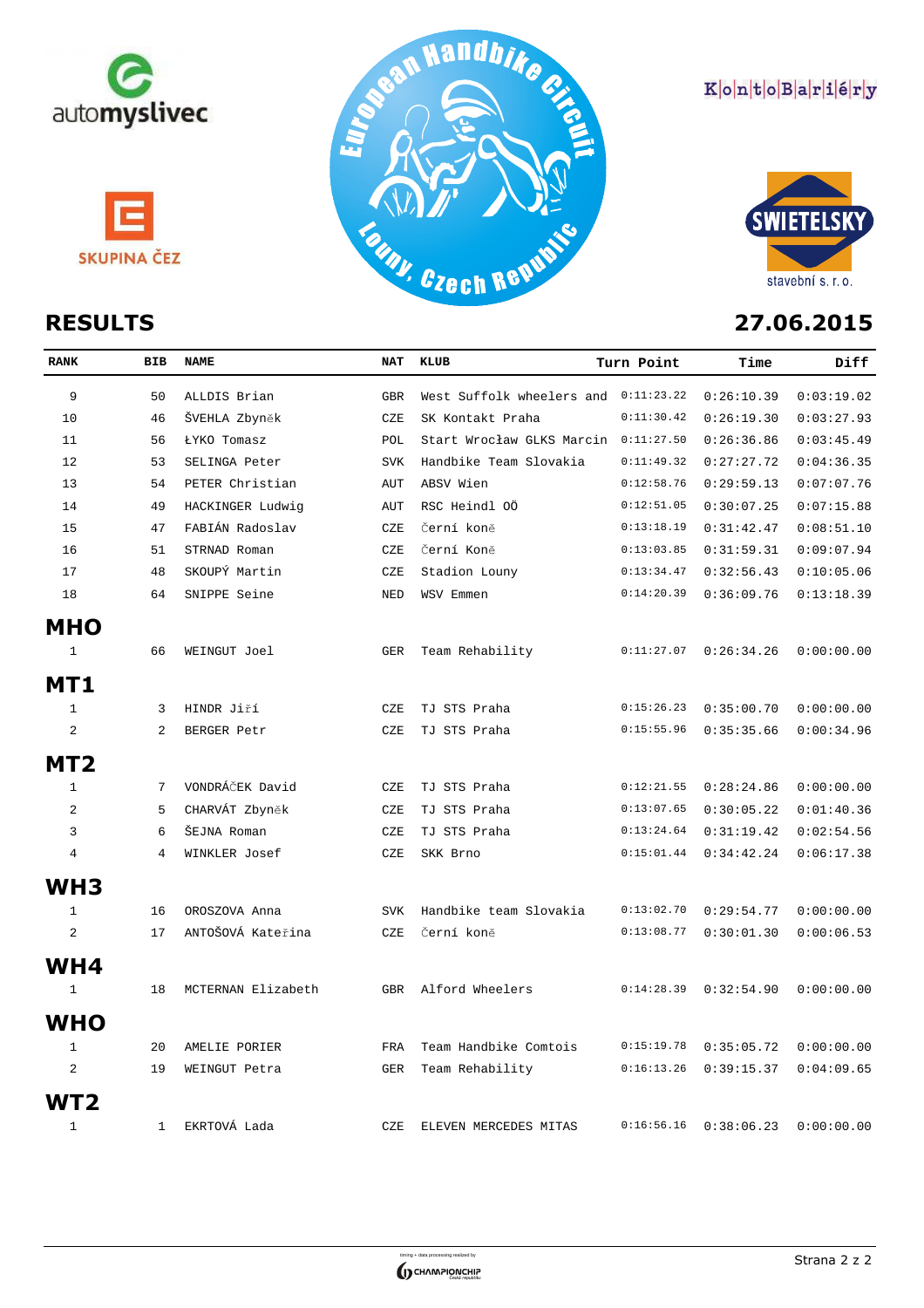**RESULTS** **27.06.2015**

| RANK | BIB | NAME | NAT | KLUB | Turn Point | Time | Diff |
|---|---|---|---|---|---|---|---|
| 9 | 50 | ALLDIS Brian | GBR | West Suffolk wheelers and | 0:11:23.22 | 0:26:10.39 | 0:03:19.02 |
| 10 | 46 | ŠVEHLA Zbyněk | CZE | SK Kontakt Praha | 0:11:30.42 | 0:26:19.30 | 0:03:27.93 |
| 11 | 56 | ŁYKO Tomasz | POL | Start Wrocław GLKS Marcin | 0:11:27.50 | 0:26:36.86 | 0:03:45.49 |
| 12 | 53 | SELINGA Peter | SVK | Handbike Team Slovakia | 0:11:49.32 | 0:27:27.72 | 0:04:36.35 |
| 13 | 54 | PETER Christian | AUT | ABSV Wien | 0:12:58.76 | 0:29:59.13 | 0:07:07.76 |
| 14 | 49 | HACKINGER Ludwig | AUT | RSC Heindl OÖ | 0:12:51.05 | 0:30:07.25 | 0:07:15.88 |
| 15 | 47 | FABIÁN Radoslav | CZE | černí koně | 0:13:18.19 | 0:31:42.47 | 0:08:51.10 |
| 16 | 51 | STRNAD Roman | CZE | Černí Koně | 0:13:03.85 | 0:31:59.31 | 0:09:07.94 |
| 17 | 48 | SKOUPÝ Martin | CZE | Stadion Louny | 0:13:34.47 | 0:32:56.43 | 0:10:05.06 |
| 18 | 64 | SNIPPE Seine | NED | WSV Emmen | 0:14:20.39 | 0:36:09.76 | 0:13:18.39 |

## MHO

| RANK | BIB | NAME | NAT | KLUB | Turn Point | Time | Diff |
|---|---|---|---|---|---|---|---|
| 1 | 66 | WEINGUT Joel | GER | Team Rehability | 0:11:27.07 | 0:26:34.26 | 0:00:00.00 |

## MT1

| RANK | BIB | NAME | NAT | KLUB | Turn Point | Time | Diff |
|---|---|---|---|---|---|---|---|
| 1 | 3 | HINDR Jiří | CZE | TJ STS Praha | 0:15:26.23 | 0:35:00.70 | 0:00:00.00 |
| 2 | 2 | BERGER Petr | CZE | TJ STS Praha | 0:15:55.96 | 0:35:35.66 | 0:00:34.96 |

## MT2

| RANK | BIB | NAME | NAT | KLUB | Turn Point | Time | Diff |
|---|---|---|---|---|---|---|---|
| 1 | 7 | VONDRÁČEK David | CZE | TJ STS Praha | 0:12:21.55 | 0:28:24.86 | 0:00:00.00 |
| 2 | 5 | CHARVÁT Zbyněk | CZE | TJ STS Praha | 0:13:07.65 | 0:30:05.22 | 0:01:40.36 |
| 3 | 6 | ŠEJNA Roman | CZE | TJ STS Praha | 0:13:24.64 | 0:31:19.42 | 0:02:54.56 |
| 4 | 4 | WINKLER Josef | CZE | SKK Brno | 0:15:01.44 | 0:34:42.24 | 0:06:17.38 |

## WH3

| RANK | BIB | NAME | NAT | KLUB | Turn Point | Time | Diff |
|---|---|---|---|---|---|---|---|
| 1 | 16 | OROSZOVA Anna | SVK | Handbike team Slovakia | 0:13:02.70 | 0:29:54.77 | 0:00:00.00 |
| 2 | 17 | ANTOŠOVÁ Kateřina | CZE | černí koně | 0:13:08.77 | 0:30:01.30 | 0:00:06.53 |

## WH4

| RANK | BIB | NAME | NAT | KLUB | Turn Point | Time | Diff |
|---|---|---|---|---|---|---|---|
| 1 | 18 | MCTERNAN Elizabeth | GBR | Alford Wheelers | 0:14:28.39 | 0:32:54.90 | 0:00:00.00 |

## WHO

| RANK | BIB | NAME | NAT | KLUB | Turn Point | Time | Diff |
|---|---|---|---|---|---|---|---|
| 1 | 20 | AMELIE PORIER | FRA | Team Handbike Comtois | 0:15:19.78 | 0:35:05.72 | 0:00:00.00 |
| 2 | 19 | WEINGUT Petra | GER | Team Rehability | 0:16:13.26 | 0:39:15.37 | 0:04:09.65 |

## WT2

| RANK | BIB | NAME | NAT | KLUB | Turn Point | Time | Diff |
|---|---|---|---|---|---|---|---|
| 1 | 1 | EKRTOVÁ Lada | CZE | ELEVEN MERCEDES MITAS | 0:16:56.16 | 0:38:06.23 | 0:00:00.00 |